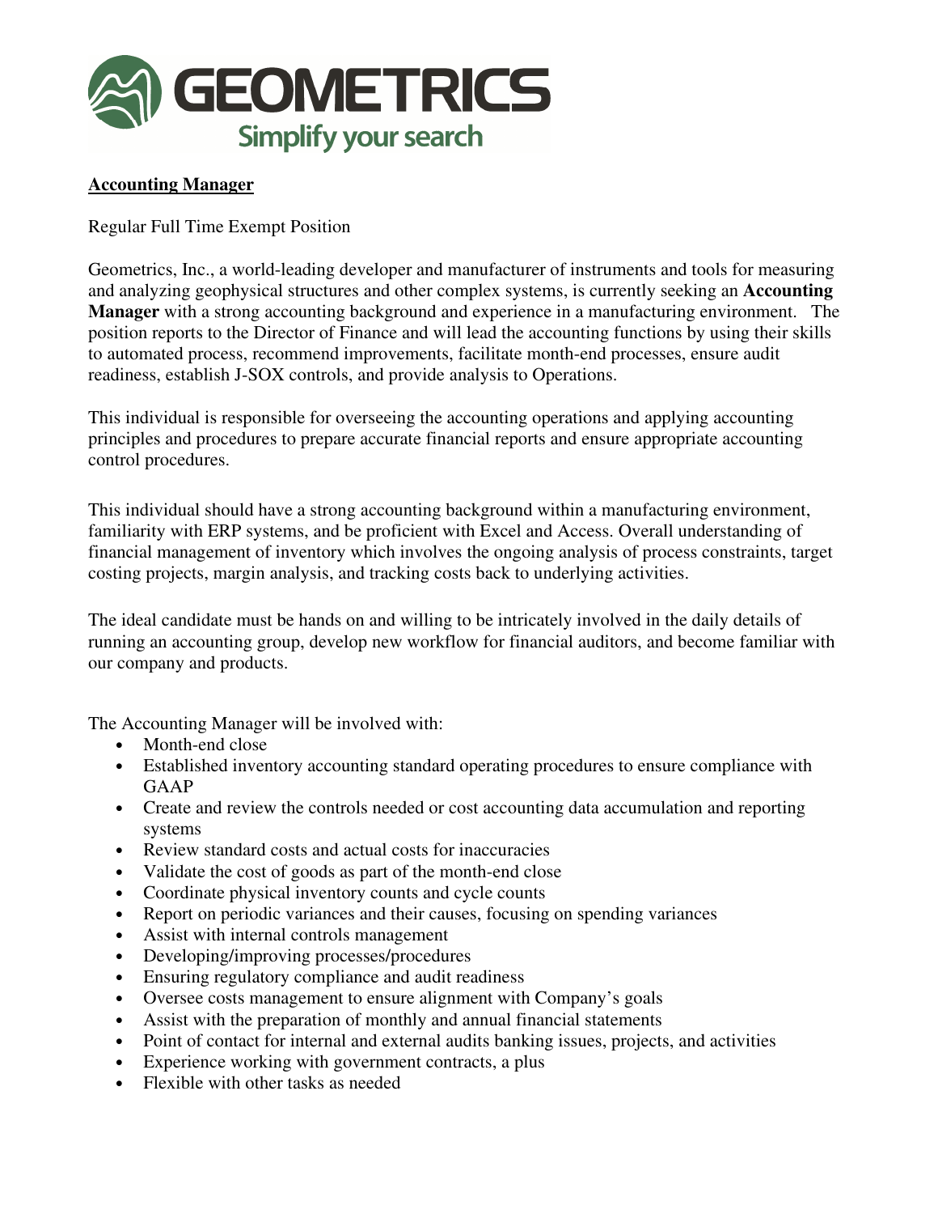GEOMETRICS

Simplify your search

**Accounting Manager**

Regular Full Time Exempt Position

Geometrics, Inc., a world-leading developer and manufacturer of instruments and tools for measuring and analyzing geophysical structures and other complex systems, is currently seeking an **Accounting Manager** with a strong accounting background and experience in a manufacturing environment. The position reports to the Director of Finance and will lead the accounting functions by using their skills to automated process, recommend improvements, facilitate month-end processes, ensure audit readiness, establish J-SOX controls, and provide analysis to Operations.

This individual is responsible for overseeing the accounting operations and applying accounting principles and procedures to prepare accurate financial reports and ensure appropriate accounting control procedures.

This individual should have a strong accounting background within a manufacturing environment, familiarity with ERP systems, and be proficient with Excel and Access. Overall understanding of financial management of inventory which involves the ongoing analysis of process constraints, target costing projects, margin analysis, and tracking costs back to underlying activities.

The ideal candidate must be hands on and willing to be intricately involved in the daily details of running an accounting group, develop new workflow for financial auditors, and become familiar with our company and products.

The Accounting Manager will be involved with:

- Month-end close
- Established inventory accounting standard operating procedures to ensure compliance with GAAP
- Create and review the controls needed or cost accounting data accumulation and reporting systems
- Review standard costs and actual costs for inaccuracies
- Validate the cost of goods as part of the month-end close
- Coordinate physical inventory counts and cycle counts
- Report on periodic variances and their causes, focusing on spending variances
- Assist with internal controls management
- Developing/improving processes/procedures
- Ensuring regulatory compliance and audit readiness
- Oversee costs management to ensure alignment with Company's goals
- Assist with the preparation of monthly and annual financial statements
- Point of contact for internal and external audits banking issues, projects, and activities
- Experience working with government contracts, a plus
- Flexible with other tasks as needed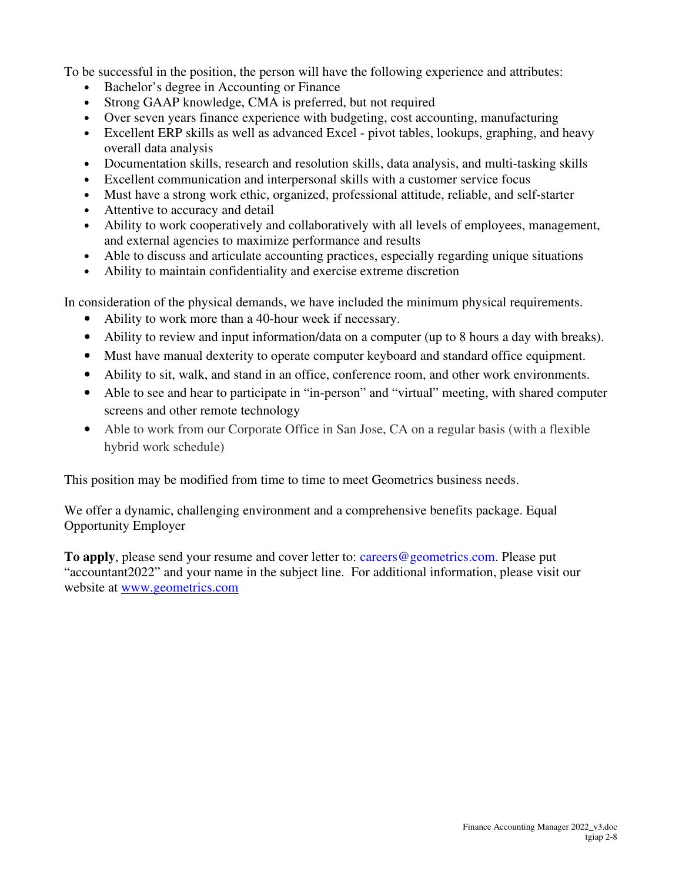To be successful in the position, the person will have the following experience and attributes:

- Bachelor's degree in Accounting or Finance
- Strong GAAP knowledge, CMA is preferred, but not required
- Over seven years finance experience with budgeting, cost accounting, manufacturing
- Excellent ERP skills as well as advanced Excel - pivot tables, lookups, graphing, and heavy overall data analysis
- Documentation skills, research and resolution skills, data analysis, and multi-tasking skills
- Excellent communication and interpersonal skills with a customer service focus
- Must have a strong work ethic, organized, professional attitude, reliable, and self-starter
- Attentive to accuracy and detail
- Ability to work cooperatively and collaboratively with all levels of employees, management, and external agencies to maximize performance and results
- Able to discuss and articulate accounting practices, especially regarding unique situations
- Ability to maintain confidentiality and exercise extreme discretion

In consideration of the physical demands, we have included the minimum physical requirements.

- Ability to work more than a 40-hour week if necessary.
- Ability to review and input information/data on a computer (up to 8 hours a day with breaks).
- Must have manual dexterity to operate computer keyboard and standard office equipment.
- Ability to sit, walk, and stand in an office, conference room, and other work environments.
- Able to see and hear to participate in "in-person" and "virtual" meeting, with shared computer screens and other remote technology
- Able to work from our Corporate Office in San Jose, CA on a regular basis (with a flexible hybrid work schedule)

This position may be modified from time to time to meet Geometrics business needs.

We offer a dynamic, challenging environment and a comprehensive benefits package. Equal Opportunity Employer

**To apply**, please send your resume and cover letter to: careers@geometrics.com. Please put "accountant2022" and your name in the subject line. For additional information, please visit our website at www.geometrics.com

Finance Accounting Manager 2022_v3.doc
tgiap 2-8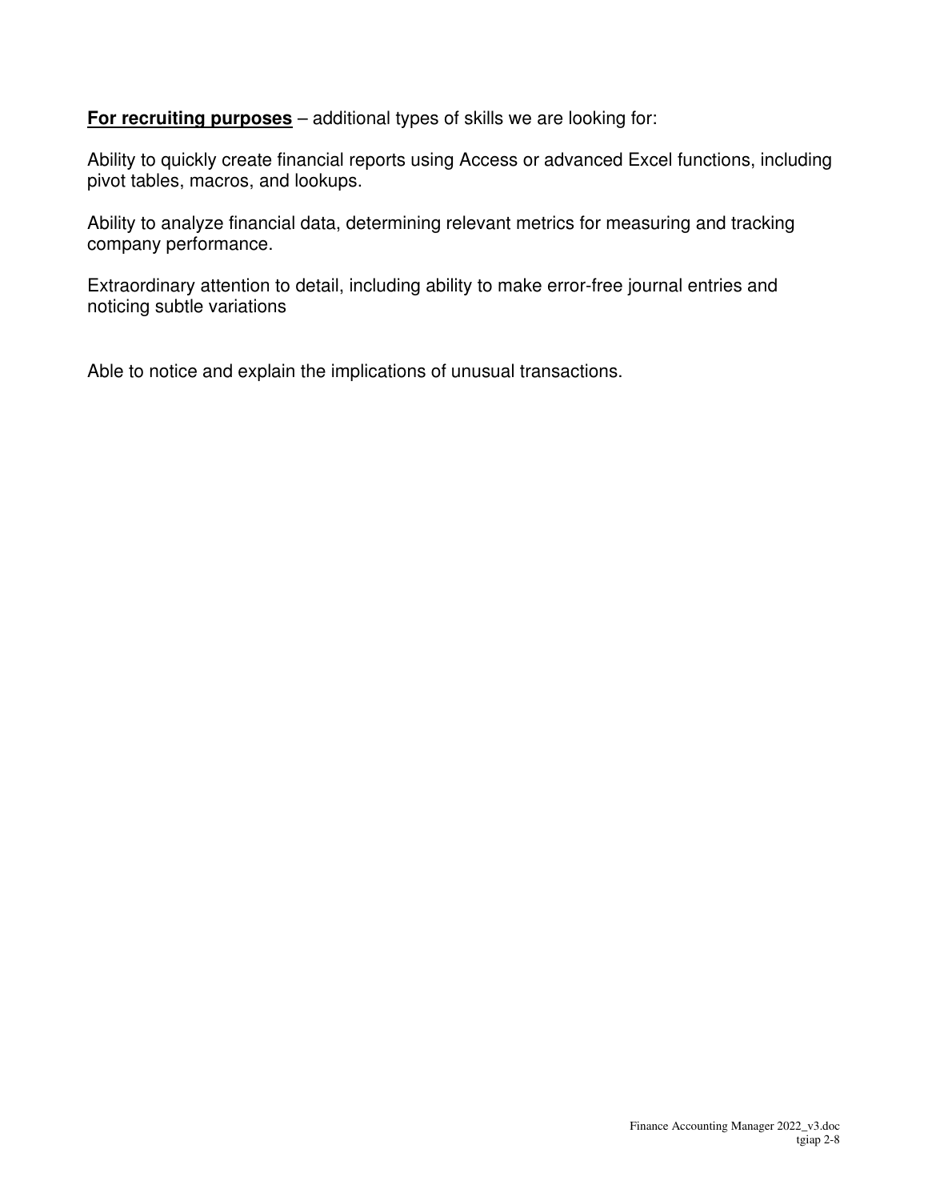**For recruiting purposes** – additional types of skills we are looking for:

Ability to quickly create financial reports using Access or advanced Excel functions, including pivot tables, macros, and lookups.

Ability to analyze financial data, determining relevant metrics for measuring and tracking company performance.

Extraordinary attention to detail, including ability to make error-free journal entries and noticing subtle variations

Able to notice and explain the implications of unusual transactions.